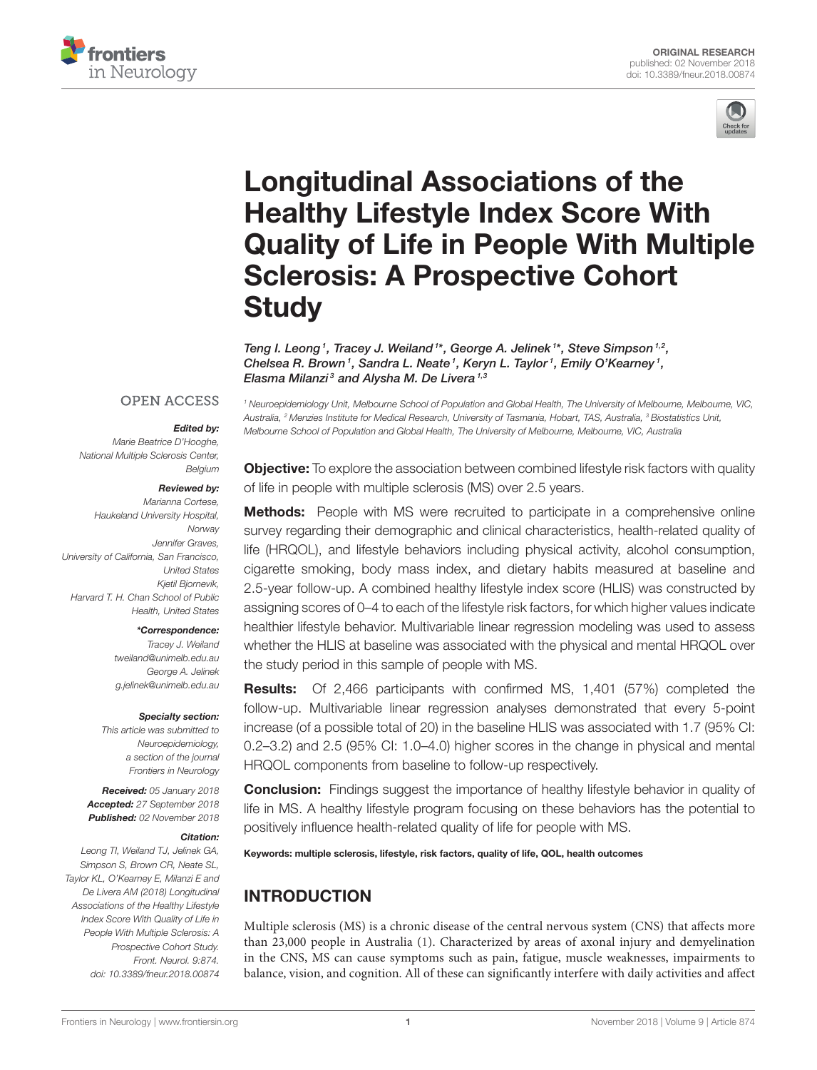ORIGINAL RESEARCH
published: 02 November 2018
doi: 10.3389/fneur.2018.00874

# Longitudinal Associations of the Healthy Lifestyle Index Score With Quality of Life in People With Multiple Sclerosis: A Prospective Cohort Study

*Teng I. Leong[1], Tracey J. Weiland[1]\*, George A. Jelinek[1]\*, Steve Simpson[1,2], Chelsea R. Brown[1], Sandra L. Neate[1], Keryn L. Taylor[1], Emily O'Kearney[1], Elasma Milanzi[3] and Alysha M. De Livera[1,3]*

[1] Neuroepidemiology Unit, Melbourne School of Population and Global Health, The University of Melbourne, Melbourne, VIC, Australia, [2] Menzies Institute for Medical Research, University of Tasmania, Hobart, TAS, Australia, [3] Biostatistics Unit, Melbourne School of Population and Global Health, The University of Melbourne, Melbourne, VIC, Australia

OPEN ACCESS

**Edited by:**
Marie Beatrice D'Hooghe, National Multiple Sclerosis Center, Belgium

**Reviewed by:**
Marianna Cortese, Haukeland University Hospital, Norway
Jennifer Graves, University of California, San Francisco, United States
Kjetil Bjornevik, Harvard T. H. Chan School of Public Health, United States

**\*Correspondence:**
Tracey J. Weiland
tweiland@unimelb.edu.au
George A. Jelinek
g.jelinek@unimelb.edu.au

**Specialty section:**
This article was submitted to Neuroepidemiology, a section of the journal Frontiers in Neurology

**Received:** 05 January 2018
**Accepted:** 27 September 2018
**Published:** 02 November 2018

**Citation:**
Leong TI, Weiland TJ, Jelinek GA, Simpson S, Brown CR, Neate SL, Taylor KL, O'Kearney E, Milanzi E and De Livera AM (2018) Longitudinal Associations of the Healthy Lifestyle Index Score With Quality of Life in People With Multiple Sclerosis: A Prospective Cohort Study. Front. Neurol. 9:874. doi: 10.3389/fneur.2018.00874

**Objective:** To explore the association between combined lifestyle risk factors with quality of life in people with multiple sclerosis (MS) over 2.5 years.

**Methods:** People with MS were recruited to participate in a comprehensive online survey regarding their demographic and clinical characteristics, health-related quality of life (HRQOL), and lifestyle behaviors including physical activity, alcohol consumption, cigarette smoking, body mass index, and dietary habits measured at baseline and 2.5-year follow-up. A combined healthy lifestyle index score (HLIS) was constructed by assigning scores of 0–4 to each of the lifestyle risk factors, for which higher values indicate healthier lifestyle behavior. Multivariable linear regression modeling was used to assess whether the HLIS at baseline was associated with the physical and mental HRQOL over the study period in this sample of people with MS.

**Results:** Of 2,466 participants with confirmed MS, 1,401 (57%) completed the follow-up. Multivariable linear regression analyses demonstrated that every 5-point increase (of a possible total of 20) in the baseline HLIS was associated with 1.7 (95% CI: 0.2–3.2) and 2.5 (95% CI: 1.0–4.0) higher scores in the change in physical and mental HRQOL components from baseline to follow-up respectively.

**Conclusion:** Findings suggest the importance of healthy lifestyle behavior in quality of life in MS. A healthy lifestyle program focusing on these behaviors has the potential to positively influence health-related quality of life for people with MS.

**Keywords: multiple sclerosis, lifestyle, risk factors, quality of life, QOL, health outcomes**

## INTRODUCTION

Multiple sclerosis (MS) is a chronic disease of the central nervous system (CNS) that affects more than 23,000 people in Australia (1). Characterized by areas of axonal injury and demyelination in the CNS, MS can cause symptoms such as pain, fatigue, muscle weaknesses, impairments to balance, vision, and cognition. All of these can significantly interfere with daily activities and affect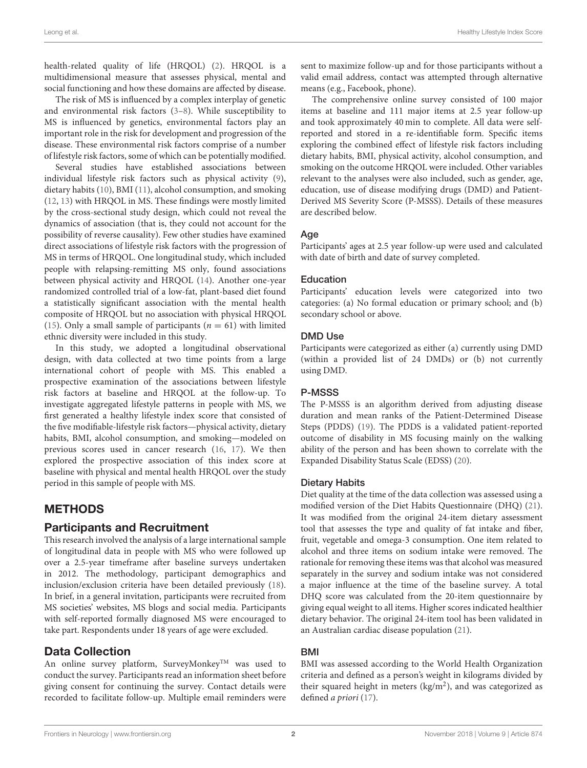health-related quality of life (HRQOL) (2). HRQOL is a multidimensional measure that assesses physical, mental and social functioning and how these domains are affected by disease.

The risk of MS is influenced by a complex interplay of genetic and environmental risk factors (3–8). While susceptibility to MS is influenced by genetics, environmental factors play an important role in the risk for development and progression of the disease. These environmental risk factors comprise of a number of lifestyle risk factors, some of which can be potentially modified.

Several studies have established associations between individual lifestyle risk factors such as physical activity (9), dietary habits (10), BMI (11), alcohol consumption, and smoking (12, 13) with HRQOL in MS. These findings were mostly limited by the cross-sectional study design, which could not reveal the dynamics of association (that is, they could not account for the possibility of reverse causality). Few other studies have examined direct associations of lifestyle risk factors with the progression of MS in terms of HRQOL. One longitudinal study, which included people with relapsing-remitting MS only, found associations between physical activity and HRQOL (14). Another one-year randomized controlled trial of a low-fat, plant-based diet found a statistically significant association with the mental health composite of HRQOL but no association with physical HRQOL (15). Only a small sample of participants ($n = 61$) with limited ethnic diversity were included in this study.

In this study, we adopted a longitudinal observational design, with data collected at two time points from a large international cohort of people with MS. This enabled a prospective examination of the associations between lifestyle risk factors at baseline and HRQOL at the follow-up. To investigate aggregated lifestyle patterns in people with MS, we first generated a healthy lifestyle index score that consisted of the five modifiable-lifestyle risk factors—physical activity, dietary habits, BMI, alcohol consumption, and smoking—modeled on previous scores used in cancer research (16, 17). We then explored the prospective association of this index score at baseline with physical and mental health HRQOL over the study period in this sample of people with MS.

## METHODS

### Participants and Recruitment

This research involved the analysis of a large international sample of longitudinal data in people with MS who were followed up over a 2.5-year timeframe after baseline surveys undertaken in 2012. The methodology, participant demographics and inclusion/exclusion criteria have been detailed previously (18). In brief, in a general invitation, participants were recruited from MS societies' websites, MS blogs and social media. Participants with self-reported formally diagnosed MS were encouraged to take part. Respondents under 18 years of age were excluded.

### Data Collection

An online survey platform, SurveyMonkey™ was used to conduct the survey. Participants read an information sheet before giving consent for continuing the survey. Contact details were recorded to facilitate follow-up. Multiple email reminders were sent to maximize follow-up and for those participants without a valid email address, contact was attempted through alternative means (e.g., Facebook, phone).

The comprehensive online survey consisted of 100 major items at baseline and 111 major items at 2.5 year follow-up and took approximately 40 min to complete. All data were self-reported and stored in a re-identifiable form. Specific items exploring the combined effect of lifestyle risk factors including dietary habits, BMI, physical activity, alcohol consumption, and smoking on the outcome HRQOL were included. Other variables relevant to the analyses were also included, such as gender, age, education, use of disease modifying drugs (DMD) and Patient-Derived MS Severity Score (P-MSSS). Details of these measures are described below.

#### Age

Participants' ages at 2.5 year follow-up were used and calculated with date of birth and date of survey completed.

#### Education

Participants' education levels were categorized into two categories: (a) No formal education or primary school; and (b) secondary school or above.

#### DMD Use

Participants were categorized as either (a) currently using DMD (within a provided list of 24 DMDs) or (b) not currently using DMD.

#### P-MSSS

The P-MSSS is an algorithm derived from adjusting disease duration and mean ranks of the Patient-Determined Disease Steps (PDDS) (19). The PDDS is a validated patient-reported outcome of disability in MS focusing mainly on the walking ability of the person and has been shown to correlate with the Expanded Disability Status Scale (EDSS) (20).

#### Dietary Habits

Diet quality at the time of the data collection was assessed using a modified version of the Diet Habits Questionnaire (DHQ) (21). It was modified from the original 24-item dietary assessment tool that assesses the type and quality of fat intake and fiber, fruit, vegetable and omega-3 consumption. One item related to alcohol and three items on sodium intake were removed. The rationale for removing these items was that alcohol was measured separately in the survey and sodium intake was not considered a major influence at the time of the baseline survey. A total DHQ score was calculated from the 20-item questionnaire by giving equal weight to all items. Higher scores indicated healthier dietary behavior. The original 24-item tool has been validated in an Australian cardiac disease population (21).

#### BMI

BMI was assessed according to the World Health Organization criteria and defined as a person's weight in kilograms divided by their squared height in meters ($kg/m^2$), and was categorized as defined *a priori* (17).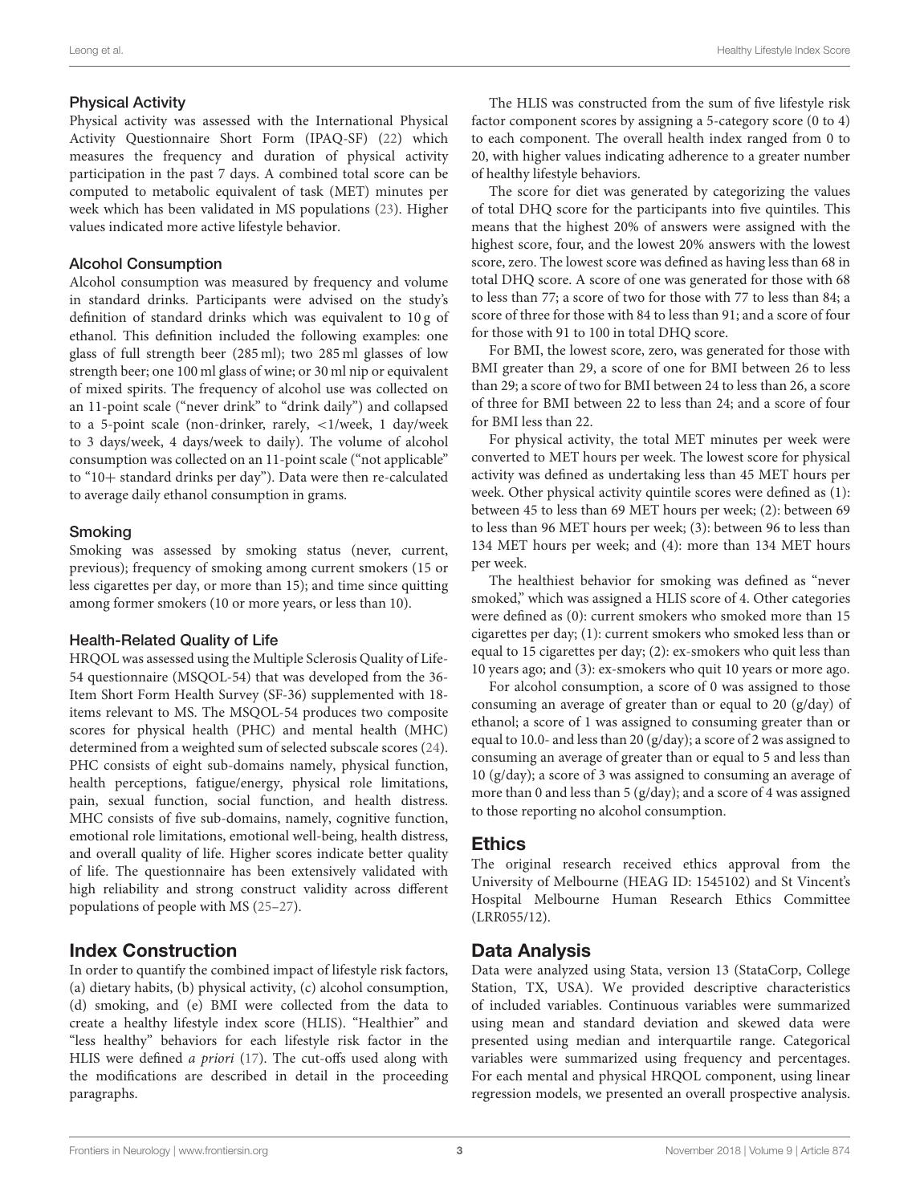### Physical Activity

Physical activity was assessed with the International Physical Activity Questionnaire Short Form (IPAQ-SF) (22) which measures the frequency and duration of physical activity participation in the past 7 days. A combined total score can be computed to metabolic equivalent of task (MET) minutes per week which has been validated in MS populations (23). Higher values indicated more active lifestyle behavior.

### Alcohol Consumption

Alcohol consumption was measured by frequency and volume in standard drinks. Participants were advised on the study's definition of standard drinks which was equivalent to 10 g of ethanol. This definition included the following examples: one glass of full strength beer (285 ml); two 285 ml glasses of low strength beer; one 100 ml glass of wine; or 30 ml nip or equivalent of mixed spirits. The frequency of alcohol use was collected on an 11-point scale ("never drink" to "drink daily") and collapsed to a 5-point scale (non-drinker, rarely, <1/week, 1 day/week to 3 days/week, 4 days/week to daily). The volume of alcohol consumption was collected on an 11-point scale ("not applicable" to "10+ standard drinks per day"). Data were then re-calculated to average daily ethanol consumption in grams.

### Smoking

Smoking was assessed by smoking status (never, current, previous); frequency of smoking among current smokers (15 or less cigarettes per day, or more than 15); and time since quitting among former smokers (10 or more years, or less than 10).

### Health-Related Quality of Life

HRQOL was assessed using the Multiple Sclerosis Quality of Life-54 questionnaire (MSQOL-54) that was developed from the 36-Item Short Form Health Survey (SF-36) supplemented with 18-items relevant to MS. The MSQOL-54 produces two composite scores for physical health (PHC) and mental health (MHC) determined from a weighted sum of selected subscale scores (24). PHC consists of eight sub-domains namely, physical function, health perceptions, fatigue/energy, physical role limitations, pain, sexual function, social function, and health distress. MHC consists of five sub-domains, namely, cognitive function, emotional role limitations, emotional well-being, health distress, and overall quality of life. Higher scores indicate better quality of life. The questionnaire has been extensively validated with high reliability and strong construct validity across different populations of people with MS (25–27).

## Index Construction

In order to quantify the combined impact of lifestyle risk factors, (a) dietary habits, (b) physical activity, (c) alcohol consumption, (d) smoking, and (e) BMI were collected from the data to create a healthy lifestyle index score (HLIS). "Healthier" and "less healthy" behaviors for each lifestyle risk factor in the HLIS were defined *a priori* (17). The cut-offs used along with the modifications are described in detail in the proceeding paragraphs.

The HLIS was constructed from the sum of five lifestyle risk factor component scores by assigning a 5-category score (0 to 4) to each component. The overall health index ranged from 0 to 20, with higher values indicating adherence to a greater number of healthy lifestyle behaviors.

The score for diet was generated by categorizing the values of total DHQ score for the participants into five quintiles. This means that the highest 20% of answers were assigned with the highest score, four, and the lowest 20% answers with the lowest score, zero. The lowest score was defined as having less than 68 in total DHQ score. A score of one was generated for those with 68 to less than 77; a score of two for those with 77 to less than 84; a score of three for those with 84 to less than 91; and a score of four for those with 91 to 100 in total DHQ score.

For BMI, the lowest score, zero, was generated for those with BMI greater than 29, a score of one for BMI between 26 to less than 29; a score of two for BMI between 24 to less than 26, a score of three for BMI between 22 to less than 24; and a score of four for BMI less than 22.

For physical activity, the total MET minutes per week were converted to MET hours per week. The lowest score for physical activity was defined as undertaking less than 45 MET hours per week. Other physical activity quintile scores were defined as (1): between 45 to less than 69 MET hours per week; (2): between 69 to less than 96 MET hours per week; (3): between 96 to less than 134 MET hours per week; and (4): more than 134 MET hours per week.

The healthiest behavior for smoking was defined as "never smoked," which was assigned a HLIS score of 4. Other categories were defined as (0): current smokers who smoked more than 15 cigarettes per day; (1): current smokers who smoked less than or equal to 15 cigarettes per day; (2): ex-smokers who quit less than 10 years ago; and (3): ex-smokers who quit 10 years or more ago.

For alcohol consumption, a score of 0 was assigned to those consuming an average of greater than or equal to 20 (g/day) of ethanol; a score of 1 was assigned to consuming greater than or equal to 10.0- and less than 20 (g/day); a score of 2 was assigned to consuming an average of greater than or equal to 5 and less than 10 (g/day); a score of 3 was assigned to consuming an average of more than 0 and less than 5 (g/day); and a score of 4 was assigned to those reporting no alcohol consumption.

## Ethics

The original research received ethics approval from the University of Melbourne (HEAG ID: 1545102) and St Vincent's Hospital Melbourne Human Research Ethics Committee (LRR055/12).

## Data Analysis

Data were analyzed using Stata, version 13 (StataCorp, College Station, TX, USA). We provided descriptive characteristics of included variables. Continuous variables were summarized using mean and standard deviation and skewed data were presented using median and interquartile range. Categorical variables were summarized using frequency and percentages. For each mental and physical HRQOL component, using linear regression models, we presented an overall prospective analysis.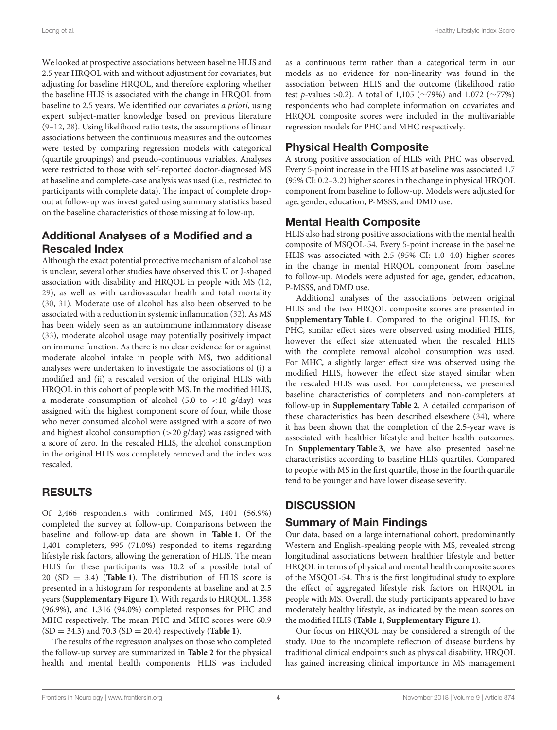We looked at prospective associations between baseline HLIS and 2.5 year HRQOL with and without adjustment for covariates, but adjusting for baseline HRQOL, and therefore exploring whether the baseline HLIS is associated with the change in HRQOL from baseline to 2.5 years. We identified our covariates *a priori*, using expert subject-matter knowledge based on previous literature (9–12, 28). Using likelihood ratio tests, the assumptions of linear associations between the continuous measures and the outcomes were tested by comparing regression models with categorical (quartile groupings) and pseudo-continuous variables. Analyses were restricted to those with self-reported doctor-diagnosed MS at baseline and complete-case analysis was used (i.e., restricted to participants with complete data). The impact of complete drop-out at follow-up was investigated using summary statistics based on the baseline characteristics of those missing at follow-up.

### Additional Analyses of a Modified and a Rescaled Index

Although the exact potential protective mechanism of alcohol use is unclear, several other studies have observed this U or J-shaped association with disability and HRQOL in people with MS (12, 29), as well as with cardiovascular health and total mortality (30, 31). Moderate use of alcohol has also been observed to be associated with a reduction in systemic inflammation (32). As MS has been widely seen as an autoimmune inflammatory disease (33), moderate alcohol usage may potentially positively impact on immune function. As there is no clear evidence for or against moderate alcohol intake in people with MS, two additional analyses were undertaken to investigate the associations of (i) a modified and (ii) a rescaled version of the original HLIS with HRQOL in this cohort of people with MS. In the modified HLIS, a moderate consumption of alcohol (5.0 to <10 g/day) was assigned with the highest component score of four, while those who never consumed alcohol were assigned with a score of two and highest alcohol consumption (>20 g/day) was assigned with a score of zero. In the rescaled HLIS, the alcohol consumption in the original HLIS was completely removed and the index was rescaled.

## RESULTS

Of 2,466 respondents with confirmed MS, 1401 (56.9%) completed the survey at follow-up. Comparisons between the baseline and follow-up data are shown in **Table 1**. Of the 1,401 completers, 995 (71.0%) responded to items regarding lifestyle risk factors, allowing the generation of HLIS. The mean HLIS for these participants was 10.2 of a possible total of 20 (SD = 3.4) (**Table 1**). The distribution of HLIS score is presented in a histogram for respondents at baseline and at 2.5 years (**Supplementary Figure 1**). With regards to HRQOL, 1,358 (96.9%), and 1,316 (94.0%) completed responses for PHC and MHC respectively. The mean PHC and MHC scores were 60.9 (SD = 34.3) and 70.3 (SD = 20.4) respectively (**Table 1**).

The results of the regression analyses on those who completed the follow-up survey are summarized in **Table 2** for the physical health and mental health components. HLIS was included as a continuous term rather than a categorical term in our models as no evidence for non-linearity was found in the association between HLIS and the outcome (likelihood ratio test $p$-values >0.2). A total of 1,105 (∼79%) and 1,072 (∼77%) respondents who had complete information on covariates and HRQOL composite scores were included in the multivariable regression models for PHC and MHC respectively.

### Physical Health Composite

A strong positive association of HLIS with PHC was observed. Every 5-point increase in the HLIS at baseline was associated 1.7 (95% CI: 0.2–3.2) higher scores in the change in physical HRQOL component from baseline to follow-up. Models were adjusted for age, gender, education, P-MSSS, and DMD use.

### Mental Health Composite

HLIS also had strong positive associations with the mental health composite of MSQOL-54. Every 5-point increase in the baseline HLIS was associated with 2.5 (95% CI: 1.0–4.0) higher scores in the change in mental HRQOL component from baseline to follow-up. Models were adjusted for age, gender, education, P-MSSS, and DMD use.

Additional analyses of the associations between original HLIS and the two HRQOL composite scores are presented in **Supplementary Table 1**. Compared to the original HLIS, for PHC, similar effect sizes were observed using modified HLIS, however the effect size attenuated when the rescaled HLIS with the complete removal alcohol consumption was used. For MHC, a slightly larger effect size was observed using the modified HLIS, however the effect size stayed similar when the rescaled HLIS was used. For completeness, we presented baseline characteristics of completers and non-completers at follow-up in **Supplementary Table 2**. A detailed comparison of these characteristics has been described elsewhere (34), where it has been shown that the completion of the 2.5-year wave is associated with healthier lifestyle and better health outcomes. In **Supplementary Table 3**, we have also presented baseline characteristics according to baseline HLIS quartiles. Compared to people with MS in the first quartile, those in the fourth quartile tend to be younger and have lower disease severity.

## DISCUSSION

### Summary of Main Findings

Our data, based on a large international cohort, predominantly Western and English-speaking people with MS, revealed strong longitudinal associations between healthier lifestyle and better HRQOL in terms of physical and mental health composite scores of the MSQOL-54. This is the first longitudinal study to explore the effect of aggregated lifestyle risk factors on HRQOL in people with MS. Overall, the study participants appeared to have moderately healthy lifestyle, as indicated by the mean scores on the modified HLIS (**Table 1**, **Supplementary Figure 1**).

Our focus on HRQOL may be considered a strength of the study. Due to the incomplete reflection of disease burdens by traditional clinical endpoints such as physical disability, HRQOL has gained increasing clinical importance in MS management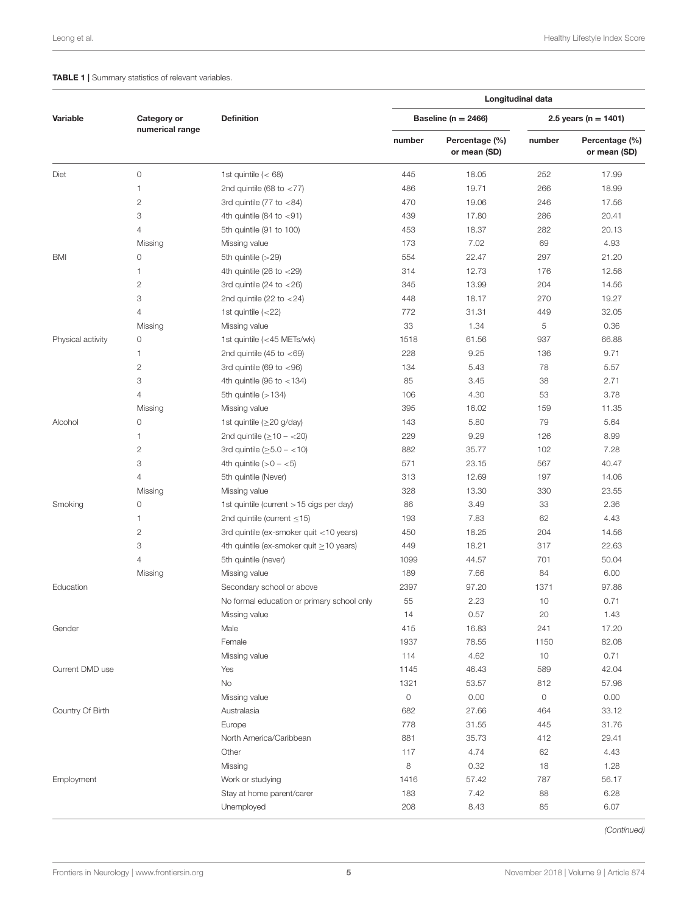**TABLE 1 |** Summary statistics of relevant variables.

| Variable | Category or numerical range | Definition | Longitudinal data | | | |
|---|---|---|---|---|---|---|
| | | | Baseline (n = 2466) | | 2.5 years (n = 1401) | |
| | | | number | Percentage (%) or mean (SD) | number | Percentage (%) or mean (SD) |
| Diet | 0 | 1st quintile (< 68) | 445 | 18.05 | 252 | 17.99 |
| | 1 | 2nd quintile (68 to <77) | 486 | 19.71 | 266 | 18.99 |
| | 2 | 3rd quintile (77 to <84) | 470 | 19.06 | 246 | 17.56 |
| | 3 | 4th quintile (84 to <91) | 439 | 17.80 | 286 | 20.41 |
| | 4 | 5th quintile (91 to 100) | 453 | 18.37 | 282 | 20.13 |
| | Missing | Missing value | 173 | 7.02 | 69 | 4.93 |
| BMI | 0 | 5th quintile (>29) | 554 | 22.47 | 297 | 21.20 |
| | 1 | 4th quintile (26 to <29) | 314 | 12.73 | 176 | 12.56 |
| | 2 | 3rd quintile (24 to <26) | 345 | 13.99 | 204 | 14.56 |
| | 3 | 2nd quintile (22 to <24) | 448 | 18.17 | 270 | 19.27 |
| | 4 | 1st quintile (<22) | 772 | 31.31 | 449 | 32.05 |
| | Missing | Missing value | 33 | 1.34 | 5 | 0.36 |
| Physical activity | 0 | 1st quintile (<45 METs/wk) | 1518 | 61.56 | 937 | 66.88 |
| | 1 | 2nd quintile (45 to <69) | 228 | 9.25 | 136 | 9.71 |
| | 2 | 3rd quintile (69 to <96) | 134 | 5.43 | 78 | 5.57 |
| | 3 | 4th quintile (96 to <134) | 85 | 3.45 | 38 | 2.71 |
| | 4 | 5th quintile (>134) | 106 | 4.30 | 53 | 3.78 |
| | Missing | Missing value | 395 | 16.02 | 159 | 11.35 |
| Alcohol | 0 | 1st quintile (≥20 g/day) | 143 | 5.80 | 79 | 5.64 |
| | 1 | 2nd quintile (≥10 – <20) | 229 | 9.29 | 126 | 8.99 |
| | 2 | 3rd quintile (≥5.0 – <10) | 882 | 35.77 | 102 | 7.28 |
| | 3 | 4th quintile (>0 – <5) | 571 | 23.15 | 567 | 40.47 |
| | 4 | 5th quintile (Never) | 313 | 12.69 | 197 | 14.06 |
| | Missing | Missing value | 328 | 13.30 | 330 | 23.55 |
| Smoking | 0 | 1st quintile (current >15 cigs per day) | 86 | 3.49 | 33 | 2.36 |
| | 1 | 2nd quintile (current ≤15) | 193 | 7.83 | 62 | 4.43 |
| | 2 | 3rd quintile (ex-smoker quit <10 years) | 450 | 18.25 | 204 | 14.56 |
| | 3 | 4th quintile (ex-smoker quit ≥10 years) | 449 | 18.21 | 317 | 22.63 |
| | 4 | 5th quintile (never) | 1099 | 44.57 | 701 | 50.04 |
| | Missing | Missing value | 189 | 7.66 | 84 | 6.00 |
| Education | | Secondary school or above | 2397 | 97.20 | 1371 | 97.86 |
| | | No formal education or primary school only | 55 | 2.23 | 10 | 0.71 |
| | | Missing value | 14 | 0.57 | 20 | 1.43 |
| Gender | | Male | 415 | 16.83 | 241 | 17.20 |
| | | Female | 1937 | 78.55 | 1150 | 82.08 |
| | | Missing value | 114 | 4.62 | 10 | 0.71 |
| Current DMD use | | Yes | 1145 | 46.43 | 589 | 42.04 |
| | | No | 1321 | 53.57 | 812 | 57.96 |
| | | Missing value | 0 | 0.00 | 0 | 0.00 |
| Country Of Birth | | Australasia | 682 | 27.66 | 464 | 33.12 |
| | | Europe | 778 | 31.55 | 445 | 31.76 |
| | | North America/Caribbean | 881 | 35.73 | 412 | 29.41 |
| | | Other | 117 | 4.74 | 62 | 4.43 |
| | | Missing | 8 | 0.32 | 18 | 1.28 |
| Employment | | Work or studying | 1416 | 57.42 | 787 | 56.17 |
| | | Stay at home parent/carer | 183 | 7.42 | 88 | 6.28 |
| | | Unemployed | 208 | 8.43 | 85 | 6.07 |

*(Continued)*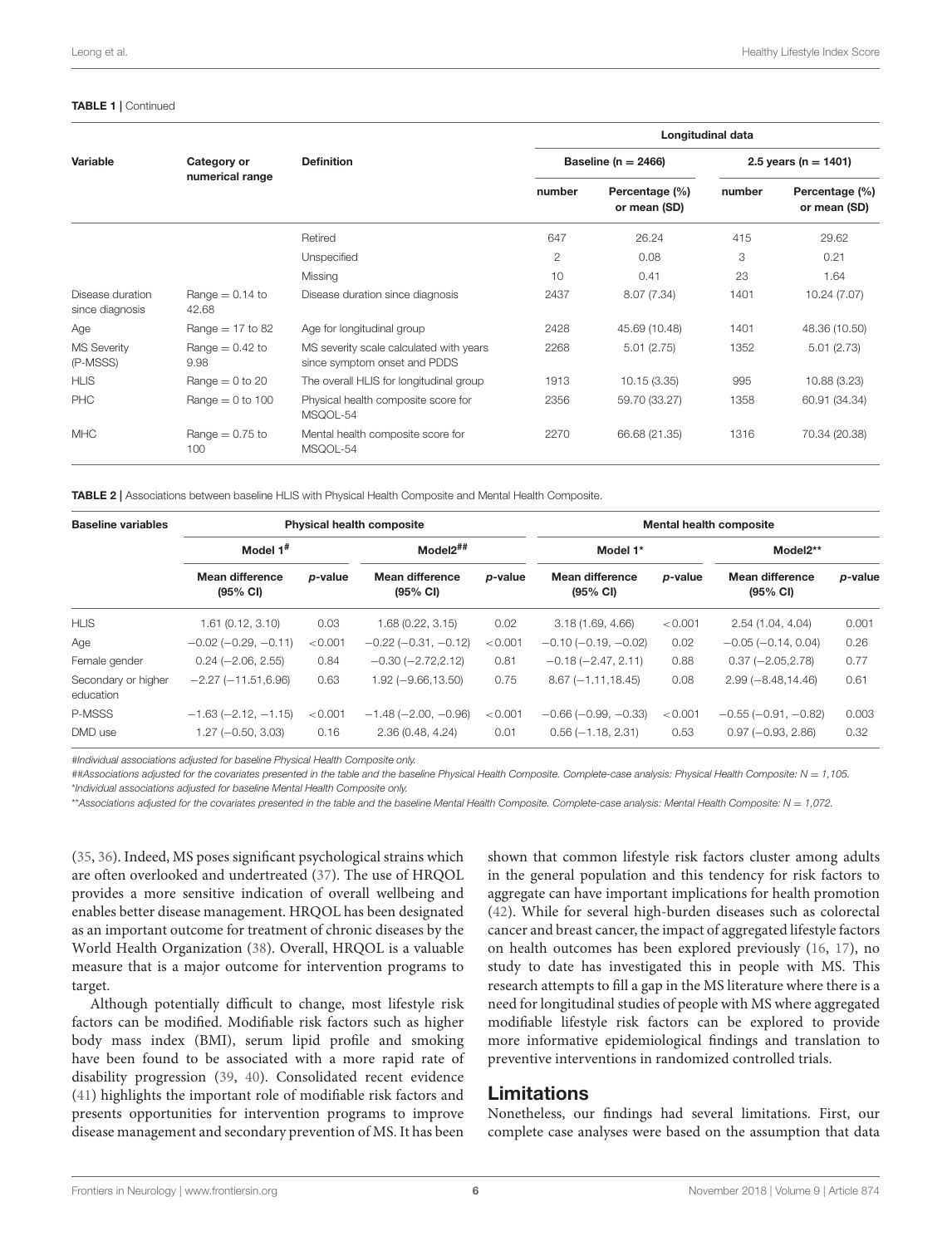**TABLE 1 |** Continued

| Variable | Category or numerical range | Definition | Longitudinal data | | | |
|---|---|---|---|---|---|---|
| | | | Baseline (n = 2466) | | 2.5 years (n = 1401) | |
| | | | number | Percentage (%) or mean (SD) | number | Percentage (%) or mean (SD) |
| | | Retired | 647 | 26.24 | 415 | 29.62 |
| | | Unspecified | 2 | 0.08 | 3 | 0.21 |
| | | Missing | 10 | 0.41 | 23 | 1.64 |
| Disease duration since diagnosis | Range = 0.14 to 42.68 | Disease duration since diagnosis | 2437 | 8.07 (7.34) | 1401 | 10.24 (7.07) |
| Age | Range = 17 to 82 | Age for longitudinal group | 2428 | 45.69 (10.48) | 1401 | 48.36 (10.50) |
| MS Severity (P-MSSS) | Range = 0.42 to 9.98 | MS severity scale calculated with years since symptom onset and PDDS | 2268 | 5.01 (2.75) | 1352 | 5.01 (2.73) |
| HLIS | Range = 0 to 20 | The overall HLIS for longitudinal group | 1913 | 10.15 (3.35) | 995 | 10.88 (3.23) |
| PHC | Range = 0 to 100 | Physical health composite score for MSQOL-54 | 2356 | 59.70 (33.27) | 1358 | 60.91 (34.34) |
| MHC | Range = 0.75 to 100 | Mental health composite score for MSQOL-54 | 2270 | 66.68 (21.35) | 1316 | 70.34 (20.38) |

**TABLE 2 |** Associations between baseline HLIS with Physical Health Composite and Mental Health Composite.

| Baseline variables | Physical health composite | | | | Mental health composite | | | |
|---|---|---|---|---|---|---|---|---|
| | Model 1# | | Model2## | | Model 1* | | Model2** | |
| | Mean difference (95% CI) | *p*-value | Mean difference (95% CI) | *p*-value | Mean difference (95% CI) | *p*-value | Mean difference (95% CI) | *p*-value |
| HLIS | 1.61 (0.12, 3.10) | 0.03 | 1.68 (0.22, 3.15) | 0.02 | 3.18 (1.69, 4.66) | <0.001 | 2.54 (1.04, 4.04) | 0.001 |
| Age | −0.02 (−0.29, −0.11) | <0.001 | −0.22 (−0.31, −0.12) | <0.001 | −0.10 (−0.19, −0.02) | 0.02 | −0.05 (−0.14, 0.04) | 0.26 |
| Female gender | 0.24 (−2.06, 2.55) | 0.84 | −0.30 (−2.72,2.12) | 0.81 | −0.18 (−2.47, 2.11) | 0.88 | 0.37 (−2.05,2.78) | 0.77 |
| Secondary or higher education | −2.27 (−11.51,6.96) | 0.63 | 1.92 (−9.66,13.50) | 0.75 | 8.67 (−1.11,18.45) | 0.08 | 2.99 (−8.48,14.46) | 0.61 |
| P-MSSS | −1.63 (−2.12, −1.15) | <0.001 | −1.48 (−2.00, −0.96) | <0.001 | −0.66 (−0.99, −0.33) | <0.001 | −0.55 (−0.91, −0.82) | 0.003 |
| DMD use | 1.27 (−0.50, 3.03) | 0.16 | 2.36 (0.48, 4.24) | 0.01 | 0.56 (−1.18, 2.31) | 0.53 | 0.97 (−0.93, 2.86) | 0.32 |

*#Individual associations adjusted for baseline Physical Health Composite only.*
*##Associations adjusted for the covariates presented in the table and the baseline Physical Health Composite. Complete-case analysis: Physical Health Composite: N = 1,105.*
*\*Individual associations adjusted for baseline Mental Health Composite only.*
*\*\*Associations adjusted for the covariates presented in the table and the baseline Mental Health Composite. Complete-case analysis: Mental Health Composite: N = 1,072.*

(35, 36). Indeed, MS poses significant psychological strains which are often overlooked and undertreated (37). The use of HRQOL provides a more sensitive indication of overall wellbeing and enables better disease management. HRQOL has been designated as an important outcome for treatment of chronic diseases by the World Health Organization (38). Overall, HRQOL is a valuable measure that is a major outcome for intervention programs to target.

Although potentially difficult to change, most lifestyle risk factors can be modified. Modifiable risk factors such as higher body mass index (BMI), serum lipid profile and smoking have been found to be associated with a more rapid rate of disability progression (39, 40). Consolidated recent evidence (41) highlights the important role of modifiable risk factors and presents opportunities for intervention programs to improve disease management and secondary prevention of MS. It has been shown that common lifestyle risk factors cluster among adults in the general population and this tendency for risk factors to aggregate can have important implications for health promotion (42). While for several high-burden diseases such as colorectal cancer and breast cancer, the impact of aggregated lifestyle factors on health outcomes has been explored previously (16, 17), no study to date has investigated this in people with MS. This research attempts to fill a gap in the MS literature where there is a need for longitudinal studies of people with MS where aggregated modifiable lifestyle risk factors can be explored to provide more informative epidemiological findings and translation to preventive interventions in randomized controlled trials.

## Limitations

Nonetheless, our findings had several limitations. First, our complete case analyses were based on the assumption that data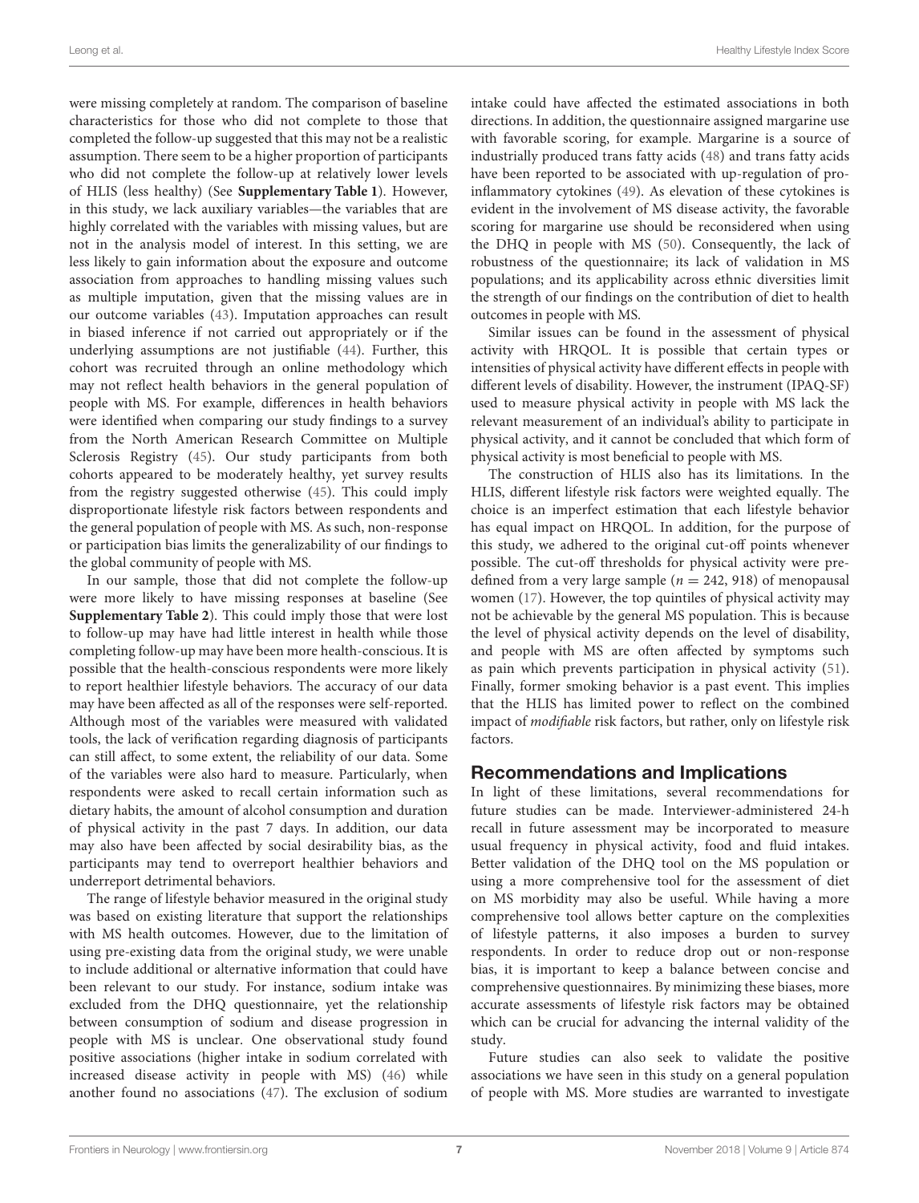were missing completely at random. The comparison of baseline characteristics for those who did not complete to those that completed the follow-up suggested that this may not be a realistic assumption. There seem to be a higher proportion of participants who did not complete the follow-up at relatively lower levels of HLIS (less healthy) (See **Supplementary Table 1**). However, in this study, we lack auxiliary variables—the variables that are highly correlated with the variables with missing values, but are not in the analysis model of interest. In this setting, we are less likely to gain information about the exposure and outcome association from approaches to handling missing values such as multiple imputation, given that the missing values are in our outcome variables (43). Imputation approaches can result in biased inference if not carried out appropriately or if the underlying assumptions are not justifiable (44). Further, this cohort was recruited through an online methodology which may not reflect health behaviors in the general population of people with MS. For example, differences in health behaviors were identified when comparing our study findings to a survey from the North American Research Committee on Multiple Sclerosis Registry (45). Our study participants from both cohorts appeared to be moderately healthy, yet survey results from the registry suggested otherwise (45). This could imply disproportionate lifestyle risk factors between respondents and the general population of people with MS. As such, non-response or participation bias limits the generalizability of our findings to the global community of people with MS.

In our sample, those that did not complete the follow-up were more likely to have missing responses at baseline (See **Supplementary Table 2**). This could imply those that were lost to follow-up may have had little interest in health while those completing follow-up may have been more health-conscious. It is possible that the health-conscious respondents were more likely to report healthier lifestyle behaviors. The accuracy of our data may have been affected as all of the responses were self-reported. Although most of the variables were measured with validated tools, the lack of verification regarding diagnosis of participants can still affect, to some extent, the reliability of our data. Some of the variables were also hard to measure. Particularly, when respondents were asked to recall certain information such as dietary habits, the amount of alcohol consumption and duration of physical activity in the past 7 days. In addition, our data may also have been affected by social desirability bias, as the participants may tend to overreport healthier behaviors and underreport detrimental behaviors.

The range of lifestyle behavior measured in the original study was based on existing literature that support the relationships with MS health outcomes. However, due to the limitation of using pre-existing data from the original study, we were unable to include additional or alternative information that could have been relevant to our study. For instance, sodium intake was excluded from the DHQ questionnaire, yet the relationship between consumption of sodium and disease progression in people with MS is unclear. One observational study found positive associations (higher intake in sodium correlated with increased disease activity in people with MS) (46) while another found no associations (47). The exclusion of sodium intake could have affected the estimated associations in both directions. In addition, the questionnaire assigned margarine use with favorable scoring, for example. Margarine is a source of industrially produced trans fatty acids (48) and trans fatty acids have been reported to be associated with up-regulation of pro-inflammatory cytokines (49). As elevation of these cytokines is evident in the involvement of MS disease activity, the favorable scoring for margarine use should be reconsidered when using the DHQ in people with MS (50). Consequently, the lack of robustness of the questionnaire; its lack of validation in MS populations; and its applicability across ethnic diversities limit the strength of our findings on the contribution of diet to health outcomes in people with MS.

Similar issues can be found in the assessment of physical activity with HRQOL. It is possible that certain types or intensities of physical activity have different effects in people with different levels of disability. However, the instrument (IPAQ-SF) used to measure physical activity in people with MS lack the relevant measurement of an individual's ability to participate in physical activity, and it cannot be concluded that which form of physical activity is most beneficial to people with MS.

The construction of HLIS also has its limitations. In the HLIS, different lifestyle risk factors were weighted equally. The choice is an imperfect estimation that each lifestyle behavior has equal impact on HRQOL. In addition, for the purpose of this study, we adhered to the original cut-off points whenever possible. The cut-off thresholds for physical activity were pre-defined from a very large sample ($n = 242,918$) of menopausal women (17). However, the top quintiles of physical activity may not be achievable by the general MS population. This is because the level of physical activity depends on the level of disability, and people with MS are often affected by symptoms such as pain which prevents participation in physical activity (51). Finally, former smoking behavior is a past event. This implies that the HLIS has limited power to reflect on the combined impact of *modifiable* risk factors, but rather, only on lifestyle risk factors.

## Recommendations and Implications

In light of these limitations, several recommendations for future studies can be made. Interviewer-administered 24-h recall in future assessment may be incorporated to measure usual frequency in physical activity, food and fluid intakes. Better validation of the DHQ tool on the MS population or using a more comprehensive tool for the assessment of diet on MS morbidity may also be useful. While having a more comprehensive tool allows better capture on the complexities of lifestyle patterns, it also imposes a burden to survey respondents. In order to reduce drop out or non-response bias, it is important to keep a balance between concise and comprehensive questionnaires. By minimizing these biases, more accurate assessments of lifestyle risk factors may be obtained which can be crucial for advancing the internal validity of the study.

Future studies can also seek to validate the positive associations we have seen in this study on a general population of people with MS. More studies are warranted to investigate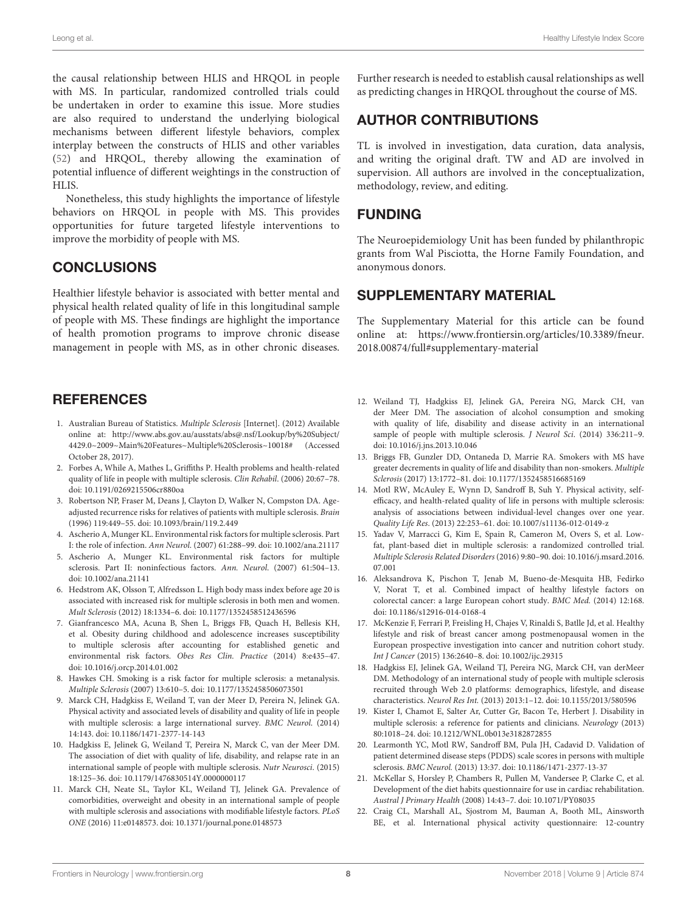the causal relationship between HLIS and HRQOL in people with MS. In particular, randomized controlled trials could be undertaken in order to examine this issue. More studies are also required to understand the underlying biological mechanisms between different lifestyle behaviors, complex interplay between the constructs of HLIS and other variables (52) and HRQOL, thereby allowing the examination of potential influence of different weightings in the construction of HLIS.

Nonetheless, this study highlights the importance of lifestyle behaviors on HRQOL in people with MS. This provides opportunities for future targeted lifestyle interventions to improve the morbidity of people with MS.

## CONCLUSIONS

Healthier lifestyle behavior is associated with better mental and physical health related quality of life in this longitudinal sample of people with MS. These findings are highlight the importance of health promotion programs to improve chronic disease management in people with MS, as in other chronic diseases. Further research is needed to establish causal relationships as well as predicting changes in HRQOL throughout the course of MS.

## AUTHOR CONTRIBUTIONS

TL is involved in investigation, data curation, data analysis, and writing the original draft. TW and AD are involved in supervision. All authors are involved in the conceptualization, methodology, review, and editing.

## FUNDING

The Neuroepidemiology Unit has been funded by philanthropic grants from Wal Pisciotta, the Horne Family Foundation, and anonymous donors.

## SUPPLEMENTARY MATERIAL

The Supplementary Material for this article can be found online at: https://www.frontiersin.org/articles/10.3389/fneur.2018.00874/full#supplementary-material

## REFERENCES

1. Australian Bureau of Statistics. *Multiple Sclerosis* [Internet]. (2012) Available online at: http://www.abs.gov.au/ausstats/abs@.nsf/Lookup/by%20Subject/4429.0~2009~Main%20Features~Multiple%20Sclerosis~10018# (Accessed October 28, 2017).
2. Forbes A, While A, Mathes L, Griffiths P. Health problems and health-related quality of life in people with multiple sclerosis. *Clin Rehabil*. (2006) 20:67–78. doi: 10.1191/0269215506cr880oa
3. Robertson NP, Fraser M, Deans J, Clayton D, Walker N, Compston DA. Age-adjusted recurrence risks for relatives of patients with multiple sclerosis. *Brain* (1996) 119:449–55. doi: 10.1093/brain/119.2.449
4. Ascherio A, Munger KL. Environmental risk factors for multiple sclerosis. Part I: the role of infection. *Ann Neurol*. (2007) 61:288–99. doi: 10.1002/ana.21117
5. Ascherio A, Munger KL. Environmental risk factors for multiple sclerosis. Part II: noninfectious factors. *Ann. Neurol*. (2007) 61:504–13. doi: 10.1002/ana.21141
6. Hedstrom AK, Olsson T, Alfredsson L. High body mass index before age 20 is associated with increased risk for multiple sclerosis in both men and women. *Mult Sclerosis* (2012) 18:1334–6. doi: 10.1177/1352458512436596
7. Gianfrancesco MA, Acuna B, Shen L, Briggs FB, Quach H, Bellesis KH, et al. Obesity during childhood and adolescence increases susceptibility to multiple sclerosis after accounting for established genetic and environmental risk factors. *Obes Res Clin. Practice* (2014) 8:e435–47. doi: 10.1016/j.orcp.2014.01.002
8. Hawkes CH. Smoking is a risk factor for multiple sclerosis: a metanalysis. *Multiple Sclerosis* (2007) 13:610–5. doi: 10.1177/1352458506073501
9. Marck CH, Hadgkiss E, Weiland T, van der Meer D, Pereira N, Jelinek GA. Physical activity and associated levels of disability and quality of life in people with multiple sclerosis: a large international survey. *BMC Neurol*. (2014) 14:143. doi: 10.1186/1471-2377-14-143
10. Hadgkiss E, Jelinek G, Weiland T, Pereira N, Marck C, van der Meer DM. The association of diet with quality of life, disability, and relapse rate in an international sample of people with multiple sclerosis. *Nutr Neurosci*. (2015) 18:125–36. doi: 10.1179/1476830514Y.0000000117
11. Marck CH, Neate SL, Taylor KL, Weiland TJ, Jelinek GA. Prevalence of comorbidities, overweight and obesity in an international sample of people with multiple sclerosis and associations with modifiable lifestyle factors. *PLoS ONE* (2016) 11:e0148573. doi: 10.1371/journal.pone.0148573
12. Weiland TJ, Hadgkiss EJ, Jelinek GA, Pereira NG, Marck CH, van der Meer DM. The association of alcohol consumption and smoking with quality of life, disability and disease activity in an international sample of people with multiple sclerosis. *J Neurol Sci*. (2014) 336:211–9. doi: 10.1016/j.jns.2013.10.046
13. Briggs FB, Gunzler DD, Ontaneda D, Marrie RA. Smokers with MS have greater decrements in quality of life and disability than non-smokers. *Multiple Sclerosis* (2017) 13:1772–81. doi: 10.1177/1352458516685169
14. Motl RW, McAuley E, Wynn D, Sandroff B, Suh Y. Physical activity, self-efficacy, and health-related quality of life in persons with multiple sclerosis: analysis of associations between individual-level changes over one year. *Quality Life Res*. (2013) 22:253–61. doi: 10.1007/s11136-012-0149-z
15. Yadav V, Marracci G, Kim E, Spain R, Cameron M, Overs S, et al. Low-fat, plant-based diet in multiple sclerosis: a randomized controlled trial. *Multiple Sclerosis Related Disorders* (2016) 9:80–90. doi: 10.1016/j.msard.2016.07.001
16. Aleksandrova K, Pischon T, Jenab M, Bueno-de-Mesquita HB, Fedirko V, Norat T, et al. Combined impact of healthy lifestyle factors on colorectal cancer: a large European cohort study. *BMC Med*. (2014) 12:168. doi: 10.1186/s12916-014-0168-4
17. McKenzie F, Ferrari P, Freisling H, Chajes V, Rinaldi S, Batlle Jd, et al. Healthy lifestyle and risk of breast cancer among postmenopausal women in the European prospective investigation into cancer and nutrition cohort study. *Int J Cancer* (2015) 136:2640–8. doi: 10.1002/ijc.29315
18. Hadgkiss EJ, Jelinek GA, Weiland TJ, Pereira NG, Marck CH, van derMeer DM. Methodology of an international study of people with multiple sclerosis recruited through Web 2.0 platforms: demographics, lifestyle, and disease characteristics. *Neurol Res Int*. (2013) 2013:1–12. doi: 10.1155/2013/580596
19. Kister I, Chamot E, Salter Ar, Cutter Gr, Bacon Te, Herbert J. Disability in multiple sclerosis: a reference for patients and clinicians. *Neurology* (2013) 80:1018–24. doi: 10.1212/WNL.0b013e3182872855
20. Learmonth YC, Motl RW, Sandroff BM, Pula JH, Cadavid D. Validation of patient determined disease steps (PDDS) scale scores in persons with multiple sclerosis. *BMC Neurol*. (2013) 13:37. doi: 10.1186/1471-2377-13-37
21. McKellar S, Horsley P, Chambers R, Pullen M, Vandersee P, Clarke C, et al. Development of the diet habits questionnaire for use in cardiac rehabilitation. *Austral J Primary Health* (2008) 14:43–7. doi: 10.1071/PY08035
22. Craig CL, Marshall AL, Sjostrom M, Bauman A, Booth ML, Ainsworth BE, et al. International physical activity questionnaire: 12-country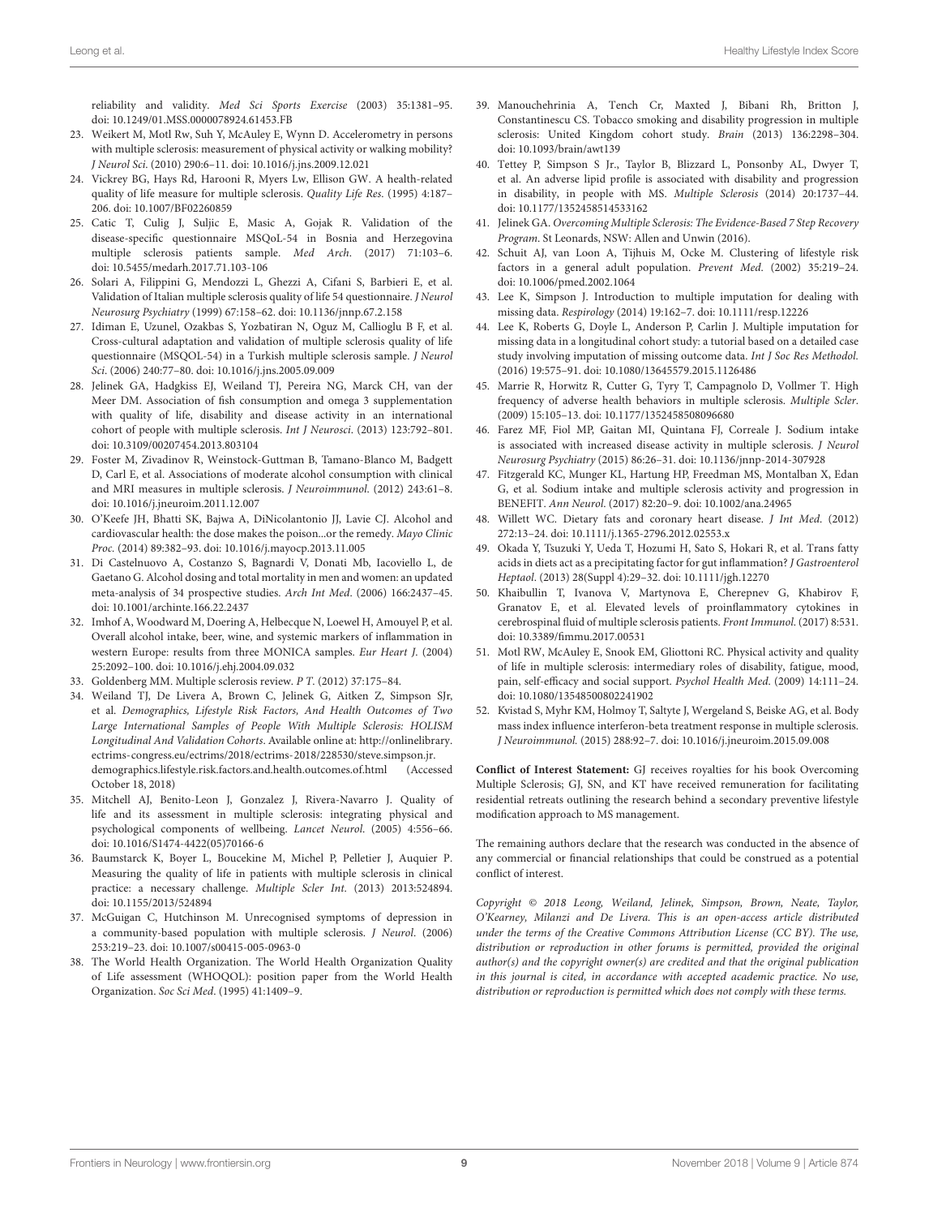reliability and validity. *Med Sci Sports Exercise* (2003) 35:1381–95. doi: 10.1249/01.MSS.0000078924.61453.FB

23. Weikert M, Motl Rw, Suh Y, McAuley E, Wynn D. Accelerometry in persons with multiple sclerosis: measurement of physical activity or walking mobility? *J Neurol Sci*. (2010) 290:6–11. doi: 10.1016/j.jns.2009.12.021
24. Vickrey BG, Hays Rd, Harooni R, Myers Lw, Ellison GW. A health-related quality of life measure for multiple sclerosis. *Quality Life Res*. (1995) 4:187–206. doi: 10.1007/BF02260859
25. Catic T, Culig J, Suljic E, Masic A, Gojak R. Validation of the disease-specific questionnaire MSQoL-54 in Bosnia and Herzegovina multiple sclerosis patients sample. *Med Arch*. (2017) 71:103–6. doi: 10.5455/medarh.2017.71.103-106
26. Solari A, Filippini G, Mendozzi L, Ghezzi A, Cifani S, Barbieri E, et al. Validation of Italian multiple sclerosis quality of life 54 questionnaire. *J Neurol Neurosurg Psychiatry* (1999) 67:158–62. doi: 10.1136/jnnp.67.2.158
27. Idiman E, Uzunel, Ozakbas S, Yozbatiran N, Oguz M, Callioglu B F, et al. Cross-cultural adaptation and validation of multiple sclerosis quality of life questionnaire (MSQOL-54) in a Turkish multiple sclerosis sample. *J Neurol Sci*. (2006) 240:77–80. doi: 10.1016/j.jns.2005.09.009
28. Jelinek GA, Hadgkiss EJ, Weiland TJ, Pereira NG, Marck CH, van der Meer DM. Association of fish consumption and omega 3 supplementation with quality of life, disability and disease activity in an international cohort of people with multiple sclerosis. *Int J Neurosci*. (2013) 123:792–801. doi: 10.3109/00207454.2013.803104
29. Foster M, Zivadinov R, Weinstock-Guttman B, Tamano-Blanco M, Badgett D, Carl E, et al. Associations of moderate alcohol consumption with clinical and MRI measures in multiple sclerosis. *J Neuroimmunol*. (2012) 243:61–8. doi: 10.1016/j.jneuroim.2011.12.007
30. O'Keefe JH, Bhatti SK, Bajwa A, DiNicolantonio JJ, Lavie CJ. Alcohol and cardiovascular health: the dose makes the poison...or the remedy. *Mayo Clinic Proc*. (2014) 89:382–93. doi: 10.1016/j.mayocp.2013.11.005
31. Di Castelnuovo A, Costanzo S, Bagnardi V, Donati Mb, Iacoviello L, de Gaetano G. Alcohol dosing and total mortality in men and women: an updated meta-analysis of 34 prospective studies. *Arch Int Med*. (2006) 166:2437–45. doi: 10.1001/archinte.166.22.2437
32. Imhof A, Woodward M, Doering A, Helbecque N, Loewel H, Amouyel P, et al. Overall alcohol intake, beer, wine, and systemic markers of inflammation in western Europe: results from three MONICA samples. *Eur Heart J*. (2004) 25:2092–100. doi: 10.1016/j.ehj.2004.09.032
33. Goldenberg MM. Multiple sclerosis review. *P T*. (2012) 37:175–84.
34. Weiland TJ, De Livera A, Brown C, Jelinek G, Aitken Z, Simpson SJr, et al. *Demographics, Lifestyle Risk Factors, And Health Outcomes of Two Large International Samples of People With Multiple Sclerosis: HOLISM Longitudinal And Validation Cohorts*. Available online at: http://onlinelibrary.ectrims-congress.eu/ectrims/2018/ectrims-2018/228530/steve.simpson.jr.demographics.lifestyle.risk.factors.and.health.outcomes.of.html (Accessed October 18, 2018)
35. Mitchell AJ, Benito-Leon J, Gonzalez J, Rivera-Navarro J. Quality of life and its assessment in multiple sclerosis: integrating physical and psychological components of wellbeing. *Lancet Neurol*. (2005) 4:556–66. doi: 10.1016/S1474-4422(05)70166-6
36. Baumstarck K, Boyer L, Boucekine M, Michel P, Pelletier J, Auquier P. Measuring the quality of life in patients with multiple sclerosis in clinical practice: a necessary challenge. *Multiple Scler Int*. (2013) 2013:524894. doi: 10.1155/2013/524894
37. McGuigan C, Hutchinson M. Unrecognised symptoms of depression in a community-based population with multiple sclerosis. *J Neurol*. (2006) 253:219–23. doi: 10.1007/s00415-005-0963-0
38. The World Health Organization. The World Health Organization Quality of Life assessment (WHOQOL): position paper from the World Health Organization. *Soc Sci Med*. (1995) 41:1409–9.
39. Manouchehrinia A, Tench Cr, Maxted J, Bibani Rh, Britton J, Constantinescu CS. Tobacco smoking and disability progression in multiple sclerosis: United Kingdom cohort study. *Brain* (2013) 136:2298–304. doi: 10.1093/brain/awt139
40. Tettey P, Simpson S Jr., Taylor B, Blizzard L, Ponsonby AL, Dwyer T, et al. An adverse lipid profile is associated with disability and progression in disability, in people with MS. *Multiple Sclerosis* (2014) 20:1737–44. doi: 10.1177/1352458514533162
41. Jelinek GA. *Overcoming Multiple Sclerosis: The Evidence-Based 7 Step Recovery Program*. St Leonards, NSW: Allen and Unwin (2016).
42. Schuit AJ, van Loon A, Tijhuis M, Ocke M. Clustering of lifestyle risk factors in a general adult population. *Prevent Med*. (2002) 35:219–24. doi: 10.1006/pmed.2002.1064
43. Lee K, Simpson J. Introduction to multiple imputation for dealing with missing data. *Respirology* (2014) 19:162–7. doi: 10.1111/resp.12226
44. Lee K, Roberts G, Doyle L, Anderson P, Carlin J. Multiple imputation for missing data in a longitudinal cohort study: a tutorial based on a detailed case study involving imputation of missing outcome data. *Int J Soc Res Methodol*. (2016) 19:575–91. doi: 10.1080/13645579.2015.1126486
45. Marrie R, Horwitz R, Cutter G, Tyry T, Campagnolo D, Vollmer T. High frequency of adverse health behaviors in multiple sclerosis. *Multiple Scler*. (2009) 15:105–13. doi: 10.1177/1352458508096680
46. Farez MF, Fiol MP, Gaitan MI, Quintana FJ, Correale J. Sodium intake is associated with increased disease activity in multiple sclerosis. *J Neurol Neurosurg Psychiatry* (2015) 86:26–31. doi: 10.1136/jnnp-2014-307928
47. Fitzgerald KC, Munger KL, Hartung HP, Freedman MS, Montalban X, Edan G, et al. Sodium intake and multiple sclerosis activity and progression in BENEFIT. *Ann Neurol*. (2017) 82:20–9. doi: 10.1002/ana.24965
48. Willett WC. Dietary fats and coronary heart disease. *J Int Med*. (2012) 272:13–24. doi: 10.1111/j.1365-2796.2012.02553.x
49. Okada Y, Tsuzuki Y, Ueda T, Hozumi H, Sato S, Hokari R, et al. Trans fatty acids in diets act as a precipitating factor for gut inflammation? *J Gastroenterol Heptaol*. (2013) 28(Suppl 4):29–32. doi: 10.1111/jgh.12270
50. Khaibullin T, Ivanova V, Martynova E, Cherepnev G, Khabirov F, Granatov E, et al. Elevated levels of proinflammatory cytokines in cerebrospinal fluid of multiple sclerosis patients. *Front Immunol*. (2017) 8:531. doi: 10.3389/fimmu.2017.00531
51. Motl RW, McAuley E, Snook EM, Gliottoni RC. Physical activity and quality of life in multiple sclerosis: intermediary roles of disability, fatigue, mood, pain, self-efficacy and social support. *Psychol Health Med*. (2009) 14:111–24. doi: 10.1080/13548500802241902
52. Kvistad S, Myhr KM, Holmoy T, Saltyte J, Wergeland S, Beiske AG, et al. Body mass index influence interferon-beta treatment response in multiple sclerosis. *J Neuroimmunol*. (2015) 288:92–7. doi: 10.1016/j.jneuroim.2015.09.008

**Conflict of Interest Statement:** GJ receives royalties for his book Overcoming Multiple Sclerosis; GJ, SN, and KT have received remuneration for facilitating residential retreats outlining the research behind a secondary preventive lifestyle modification approach to MS management.

The remaining authors declare that the research was conducted in the absence of any commercial or financial relationships that could be construed as a potential conflict of interest.

*Copyright © 2018 Leong, Weiland, Jelinek, Simpson, Brown, Neate, Taylor, O'Kearney, Milanzi and De Livera. This is an open-access article distributed under the terms of the Creative Commons Attribution License (CC BY). The use, distribution or reproduction in other forums is permitted, provided the original author(s) and the copyright owner(s) are credited and that the original publication in this journal is cited, in accordance with accepted academic practice. No use, distribution or reproduction is permitted which does not comply with these terms.*